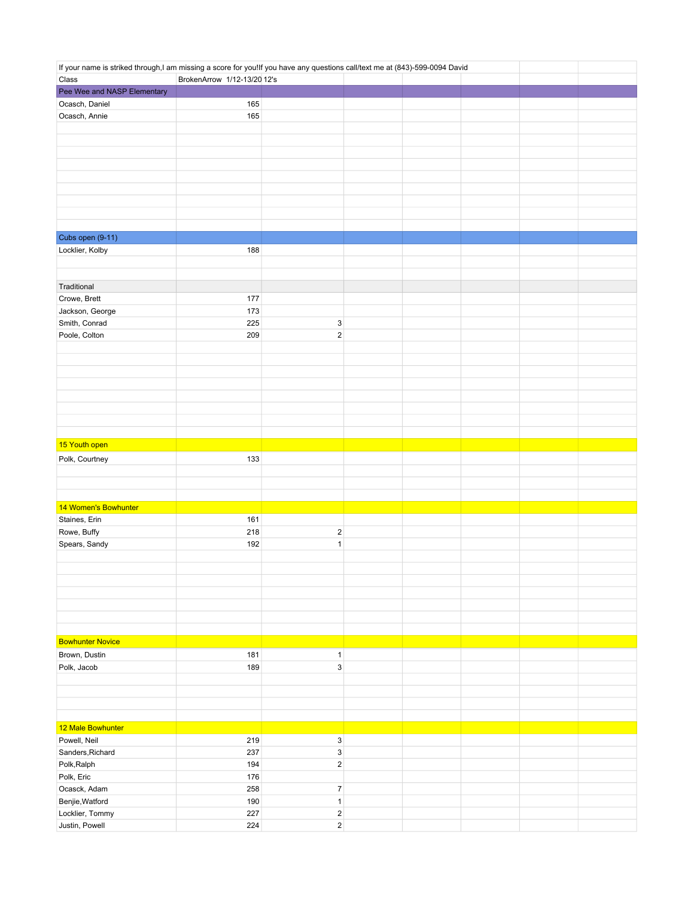If your name is striked through,I am missing a score for you!If you have any questions call/text me at (843)-599-0094 David

| Class | BrokenArrow 1/12-13/20 12's | |
|---|---|---|
| **Pee Wee and NASP Elementary** | | |
| Ocasch, Daniel | 165 | |
| Ocasch, Annie | 165 | |
| **Cubs open (9-11)** | | |
| Locklier, Kolby | 188 | |
| **Traditional** | | |
| Crowe, Brett | 177 | |
| Jackson, George | 173 | |
| Smith, Conrad | 225 | 3 |
| Poole, Colton | 209 | 2 |
| **15 Youth open** | | |
| Polk, Courtney | 133 | |
| **14 Women's Bowhunter** | | |
| Staines, Erin | 161 | |
| Rowe, Buffy | 218 | 2 |
| Spears, Sandy | 192 | 1 |
| **Bowhunter Novice** | | |
| Brown, Dustin | 181 | 1 |
| Polk, Jacob | 189 | 3 |
| **12 Male Bowhunter** | | |
| Powell, Neil | 219 | 3 |
| Sanders,Richard | 237 | 3 |
| Polk,Ralph | 194 | 2 |
| Polk, Eric | 176 | |
| Ocasck, Adam | 258 | 7 |
| Benjie,Watford | 190 | 1 |
| Locklier, Tommy | 227 | 2 |
| Justin, Powell | 224 | 2 |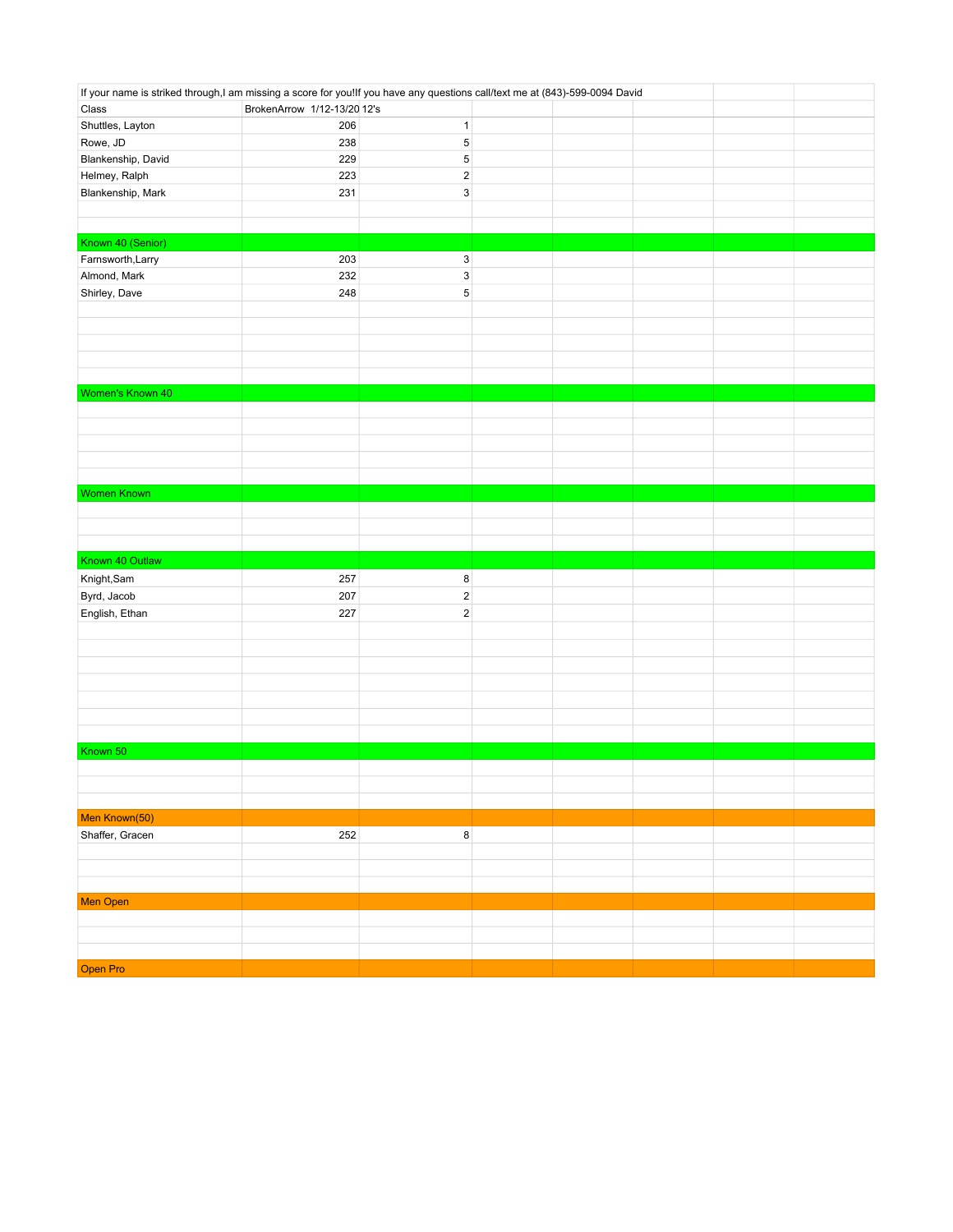| | | | | | | | | |
|---|---|---|---|---|---|---|---|---|
| If your name is striked through,I am missing a score for you!If you have any questions call/text me at (843)-599-0094 David | | | | | | | | |
| Class | BrokenArrow 1/12-13/20 12's | | | | | | | |
| Shuttles, Layton | 206 | 1 | | | | | | |
| Rowe, JD | 238 | 5 | | | | | | |
| Blankenship, David | 229 | 5 | | | | | | |
| Helmey, Ralph | 223 | 2 | | | | | | |
| Blankenship, Mark | 231 | 3 | | | | | | |
| | | | | | | | | |
| | | | | | | | | |
| Known 40 (Senior) | | | | | | | | |
| Farnsworth,Larry | 203 | 3 | | | | | | |
| Almond, Mark | 232 | 3 | | | | | | |
| Shirley, Dave | 248 | 5 | | | | | | |
| | | | | | | | | |
| | | | | | | | | |
| | | | | | | | | |
| | | | | | | | | |
| | | | | | | | | |
| Women's Known 40 | | | | | | | | |
| | | | | | | | | |
| | | | | | | | | |
| | | | | | | | | |
| | | | | | | | | |
| | | | | | | | | |
| Women Known | | | | | | | | |
| | | | | | | | | |
| | | | | | | | | |
| | | | | | | | | |
| Known 40 Outlaw | | | | | | | | |
| Knight,Sam | 257 | 8 | | | | | | |
| Byrd, Jacob | 207 | 2 | | | | | | |
| English, Ethan | 227 | 2 | | | | | | |
| | | | | | | | | |
| | | | | | | | | |
| | | | | | | | | |
| | | | | | | | | |
| | | | | | | | | |
| | | | | | | | | |
| | | | | | | | | |
| Known 50 | | | | | | | | |
| | | | | | | | | |
| | | | | | | | | |
| | | | | | | | | |
| Men Known(50) | | | | | | | | |
| Shaffer, Gracen | 252 | 8 | | | | | | |
| | | | | | | | | |
| | | | | | | | | |
| | | | | | | | | |
| Men Open | | | | | | | | |
| | | | | | | | | |
| | | | | | | | | |
| | | | | | | | | |
| Open Pro | | | | | | | | |